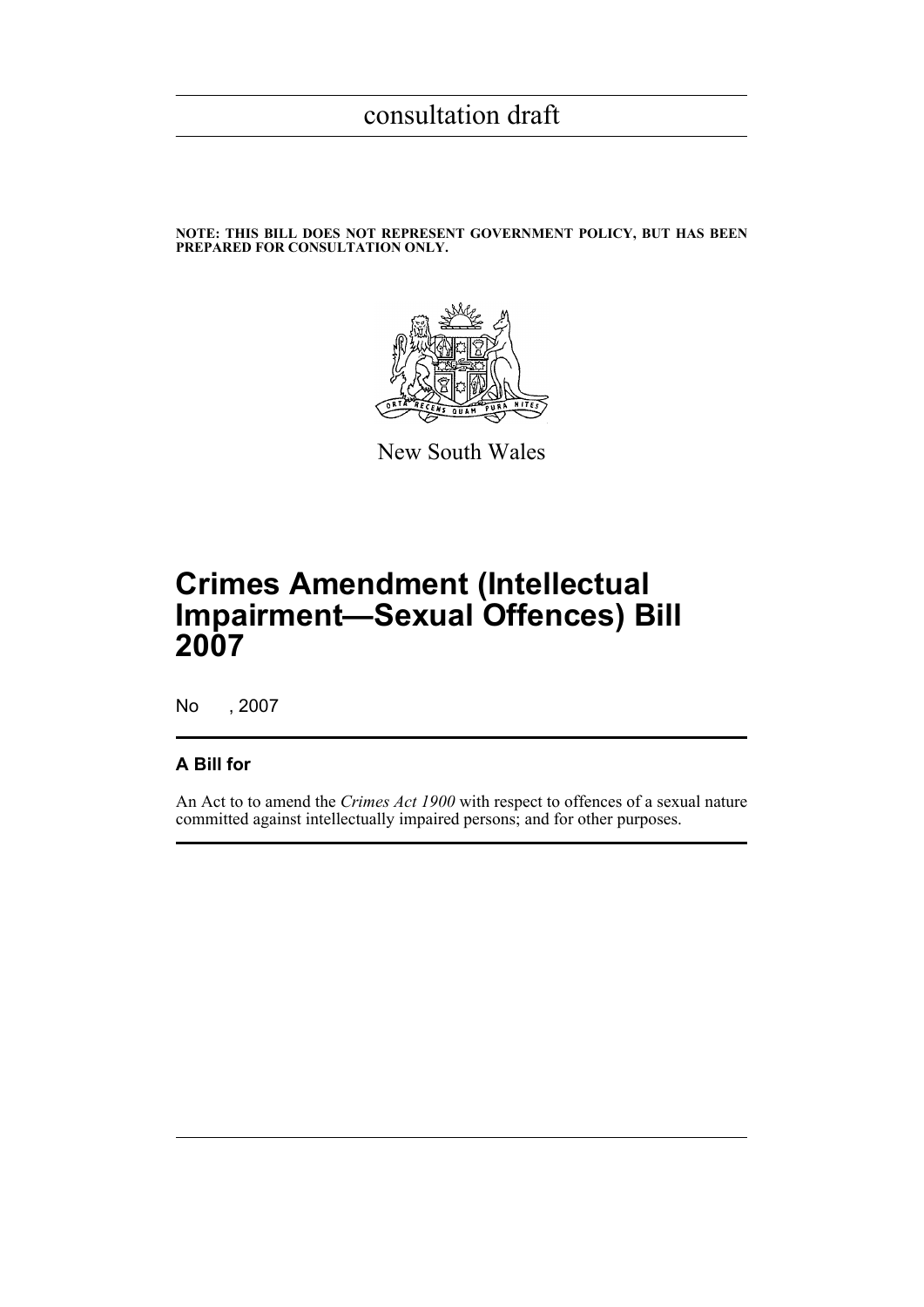consultation draft

**NOTE: THIS BILL DOES NOT REPRESENT GOVERNMENT POLICY, BUT HAS BEEN PREPARED FOR CONSULTATION ONLY.**

New South Wales

# Crimes Amendment (Intellectual Impairment—Sexual Offences) Bill 2007

No , 2007

## A Bill for

An Act to to amend the *Crimes Act 1900* with respect to offences of a sexual nature committed against intellectually impaired persons; and for other purposes.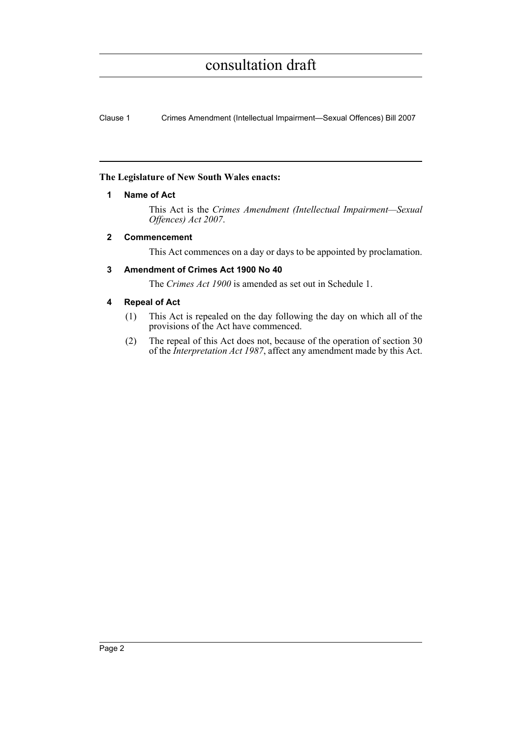**The Legislature of New South Wales enacts:**

## 1 Name of Act

This Act is the *Crimes Amendment (Intellectual Impairment—Sexual Offences) Act 2007*.

## 2 Commencement

This Act commences on a day or days to be appointed by proclamation.

## 3 Amendment of Crimes Act 1900 No 40

The *Crimes Act 1900* is amended as set out in Schedule 1.

## 4 Repeal of Act

(1) This Act is repealed on the day following the day on which all of the provisions of the Act have commenced.

(2) The repeal of this Act does not, because of the operation of section 30 of the *Interpretation Act 1987*, affect any amendment made by this Act.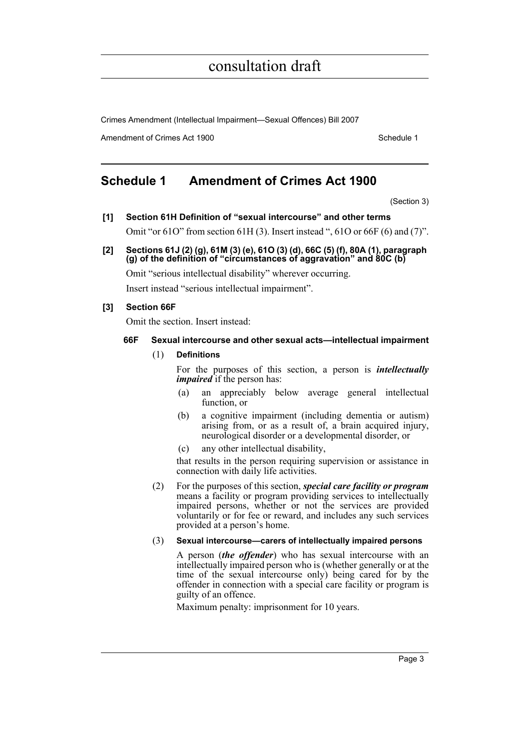## Schedule 1 Amendment of Crimes Act 1900

(Section 3)

**[1] Section 61H Definition of "sexual intercourse" and other terms**

Omit "or 61O" from section 61H (3). Insert instead ", 61O or 66F (6) and (7)".

**[2] Sections 61J (2) (g), 61M (3) (e), 61O (3) (d), 66C (5) (f), 80A (1), paragraph (g) of the definition of "circumstances of aggravation" and 80C (b)**

Omit "serious intellectual disability" wherever occurring.

Insert instead "serious intellectual impairment".

**[3] Section 66F**

Omit the section. Insert instead:

**66F Sexual intercourse and other sexual acts—intellectual impairment**

(1) **Definitions**

For the purposes of this section, a person is ***intellectually impaired*** if the person has:

- (a) an appreciably below average general intellectual function, or
- (b) a cognitive impairment (including dementia or autism) arising from, or as a result of, a brain acquired injury, neurological disorder or a developmental disorder, or
- (c) any other intellectual disability,

that results in the person requiring supervision or assistance in connection with daily life activities.

(2) For the purposes of this section, ***special care facility or program*** means a facility or program providing services to intellectually impaired persons, whether or not the services are provided voluntarily or for fee or reward, and includes any such services provided at a person's home.

(3) **Sexual intercourse—carers of intellectually impaired persons**

A person (***the offender***) who has sexual intercourse with an intellectually impaired person who is (whether generally or at the time of the sexual intercourse only) being cared for by the offender in connection with a special care facility or program is guilty of an offence.

Maximum penalty: imprisonment for 10 years.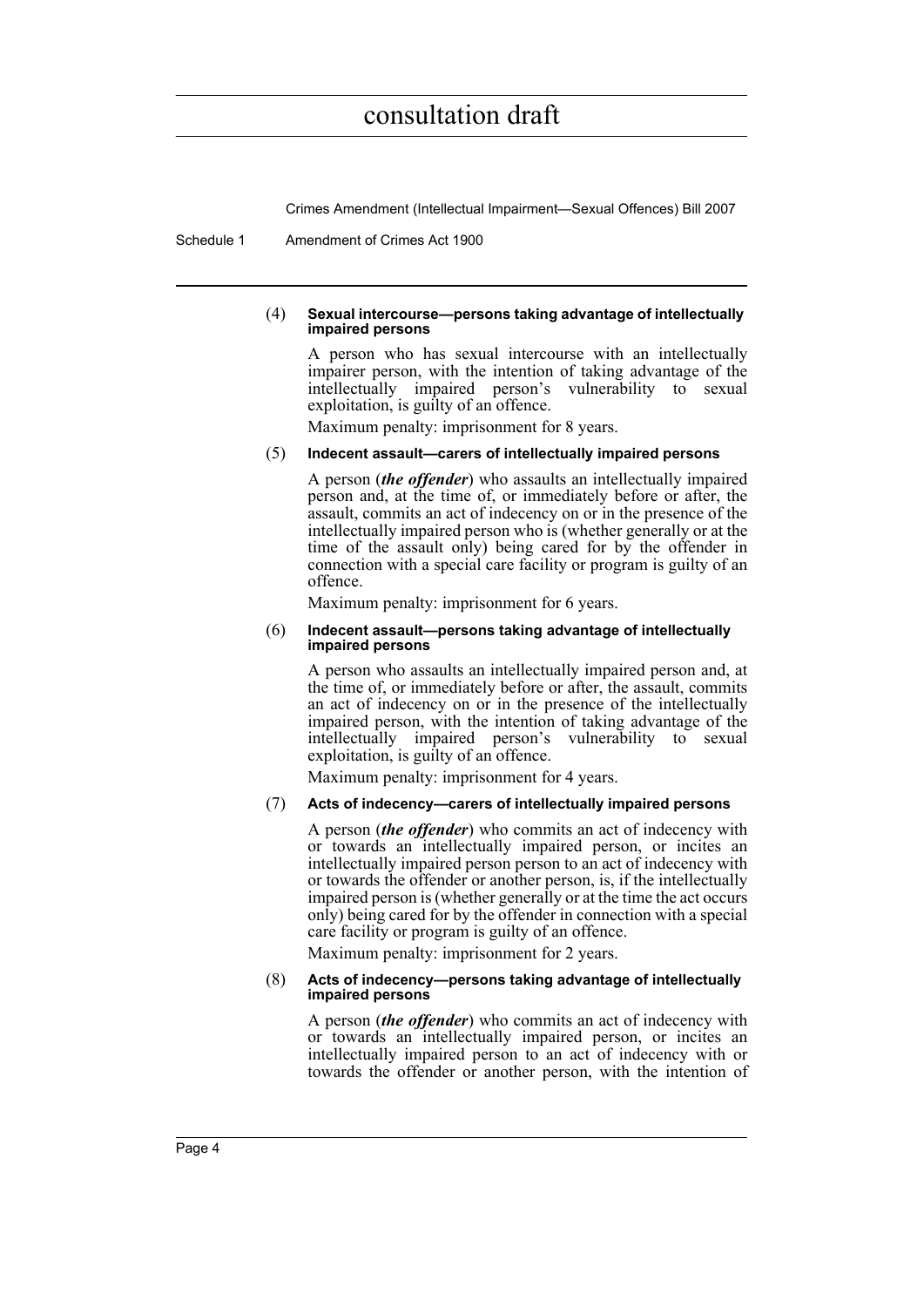(4) **Sexual intercourse—persons taking advantage of intellectually impaired persons**

A person who has sexual intercourse with an intellectually impairer person, with the intention of taking advantage of the intellectually impaired person's vulnerability to sexual exploitation, is guilty of an offence.

Maximum penalty: imprisonment for 8 years.

(5) **Indecent assault—carers of intellectually impaired persons**

A person (***the offender***) who assaults an intellectually impaired person and, at the time of, or immediately before or after, the assault, commits an act of indecency on or in the presence of the intellectually impaired person who is (whether generally or at the time of the assault only) being cared for by the offender in connection with a special care facility or program is guilty of an offence.

Maximum penalty: imprisonment for 6 years.

(6) **Indecent assault—persons taking advantage of intellectually impaired persons**

A person who assaults an intellectually impaired person and, at the time of, or immediately before or after, the assault, commits an act of indecency on or in the presence of the intellectually impaired person, with the intention of taking advantage of the intellectually impaired person's vulnerability to sexual exploitation, is guilty of an offence.

Maximum penalty: imprisonment for 4 years.

(7) **Acts of indecency—carers of intellectually impaired persons**

A person (***the offender***) who commits an act of indecency with or towards an intellectually impaired person, or incites an intellectually impaired person person to an act of indecency with or towards the offender or another person, is, if the intellectually impaired person is (whether generally or at the time the act occurs only) being cared for by the offender in connection with a special care facility or program is guilty of an offence.

Maximum penalty: imprisonment for 2 years.

(8) **Acts of indecency—persons taking advantage of intellectually impaired persons**

A person (***the offender***) who commits an act of indecency with or towards an intellectually impaired person, or incites an intellectually impaired person to an act of indecency with or towards the offender or another person, with the intention of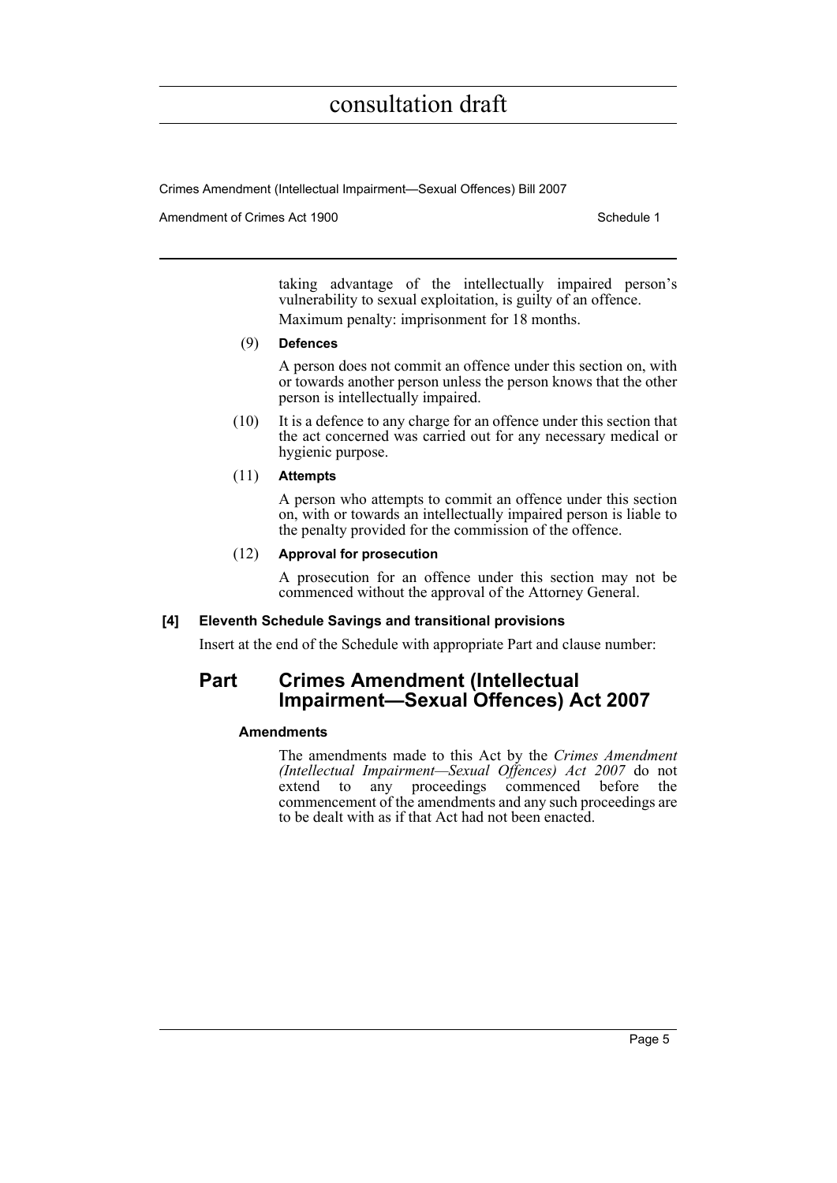taking advantage of the intellectually impaired person's vulnerability to sexual exploitation, is guilty of an offence.

Maximum penalty: imprisonment for 18 months.

(9) **Defences**

A person does not commit an offence under this section on, with or towards another person unless the person knows that the other person is intellectually impaired.

(10) It is a defence to any charge for an offence under this section that the act concerned was carried out for any necessary medical or hygienic purpose.

(11) **Attempts**

A person who attempts to commit an offence under this section on, with or towards an intellectually impaired person is liable to the penalty provided for the commission of the offence.

(12) **Approval for prosecution**

A prosecution for an offence under this section may not be commenced without the approval of the Attorney General.

**[4] Eleventh Schedule Savings and transitional provisions**

Insert at the end of the Schedule with appropriate Part and clause number:

## Part Crimes Amendment (Intellectual Impairment—Sexual Offences) Act 2007

**Amendments**

The amendments made to this Act by the *Crimes Amendment (Intellectual Impairment—Sexual Offences) Act 2007* do not extend to any proceedings commenced before the commencement of the amendments and any such proceedings are to be dealt with as if that Act had not been enacted.